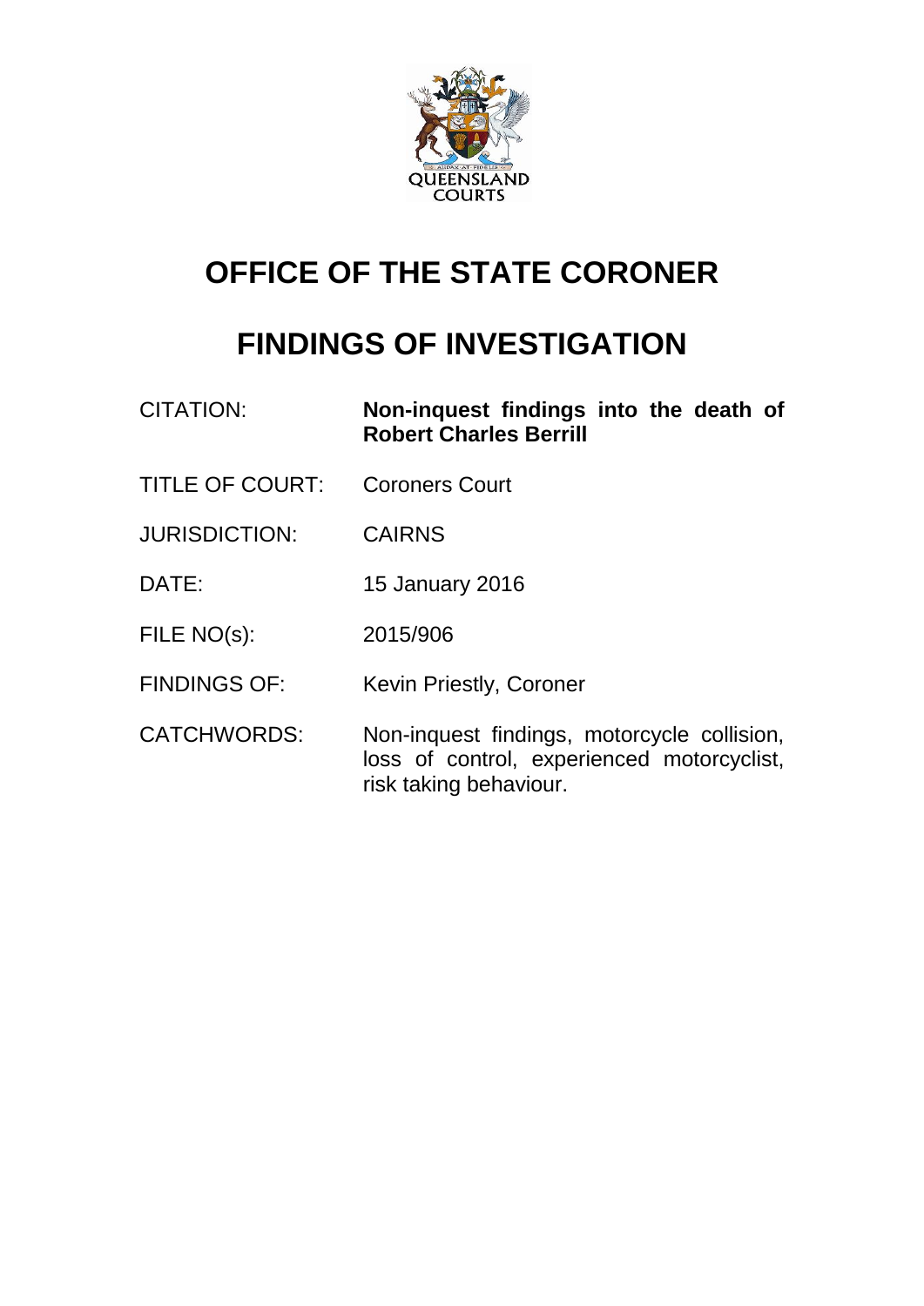# OFFICE OF THE STATE CORONER

# FINDINGS OF INVESTIGATION

| | |
|---|---|
| CITATION: | **Non-inquest findings into the death of Robert Charles Berrill** |
| TITLE OF COURT: | Coroners Court |
| JURISDICTION: | CAIRNS |
| DATE: | 15 January 2016 |
| FILE NO(s): | 2015/906 |
| FINDINGS OF: | Kevin Priestly, Coroner |
| CATCHWORDS: | Non-inquest findings, motorcycle collision, loss of control, experienced motorcyclist, risk taking behaviour. |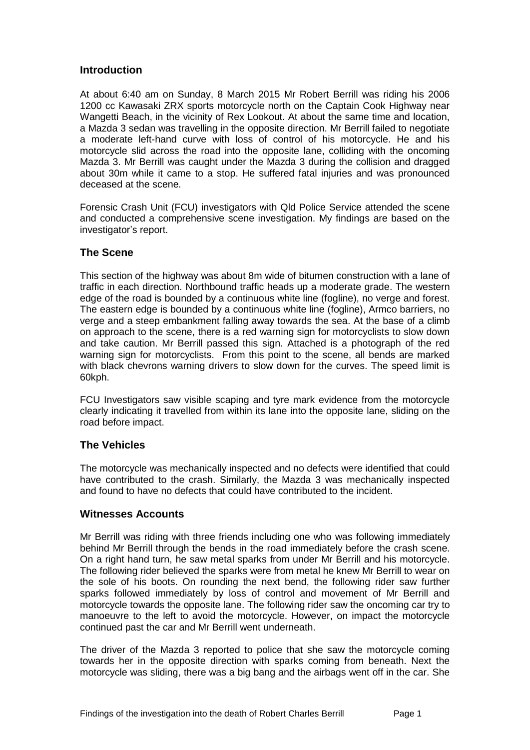## Introduction

At about 6:40 am on Sunday, 8 March 2015 Mr Robert Berrill was riding his 2006 1200 cc Kawasaki ZRX sports motorcycle north on the Captain Cook Highway near Wangetti Beach, in the vicinity of Rex Lookout. At about the same time and location, a Mazda 3 sedan was travelling in the opposite direction. Mr Berrill failed to negotiate a moderate left-hand curve with loss of control of his motorcycle. He and his motorcycle slid across the road into the opposite lane, colliding with the oncoming Mazda 3. Mr Berrill was caught under the Mazda 3 during the collision and dragged about 30m while it came to a stop. He suffered fatal injuries and was pronounced deceased at the scene.

Forensic Crash Unit (FCU) investigators with Qld Police Service attended the scene and conducted a comprehensive scene investigation. My findings are based on the investigator's report.

## The Scene

This section of the highway was about 8m wide of bitumen construction with a lane of traffic in each direction. Northbound traffic heads up a moderate grade. The western edge of the road is bounded by a continuous white line (fogline), no verge and forest. The eastern edge is bounded by a continuous white line (fogline), Armco barriers, no verge and a steep embankment falling away towards the sea. At the base of a climb on approach to the scene, there is a red warning sign for motorcyclists to slow down and take caution. Mr Berrill passed this sign. Attached is a photograph of the red warning sign for motorcyclists. From this point to the scene, all bends are marked with black chevrons warning drivers to slow down for the curves. The speed limit is 60kph.

FCU Investigators saw visible scaping and tyre mark evidence from the motorcycle clearly indicating it travelled from within its lane into the opposite lane, sliding on the road before impact.

## The Vehicles

The motorcycle was mechanically inspected and no defects were identified that could have contributed to the crash. Similarly, the Mazda 3 was mechanically inspected and found to have no defects that could have contributed to the incident.

## Witnesses Accounts

Mr Berrill was riding with three friends including one who was following immediately behind Mr Berrill through the bends in the road immediately before the crash scene. On a right hand turn, he saw metal sparks from under Mr Berrill and his motorcycle. The following rider believed the sparks were from metal he knew Mr Berrill to wear on the sole of his boots. On rounding the next bend, the following rider saw further sparks followed immediately by loss of control and movement of Mr Berrill and motorcycle towards the opposite lane. The following rider saw the oncoming car try to manoeuvre to the left to avoid the motorcycle. However, on impact the motorcycle continued past the car and Mr Berrill went underneath.

The driver of the Mazda 3 reported to police that she saw the motorcycle coming towards her in the opposite direction with sparks coming from beneath. Next the motorcycle was sliding, there was a big bang and the airbags went off in the car. She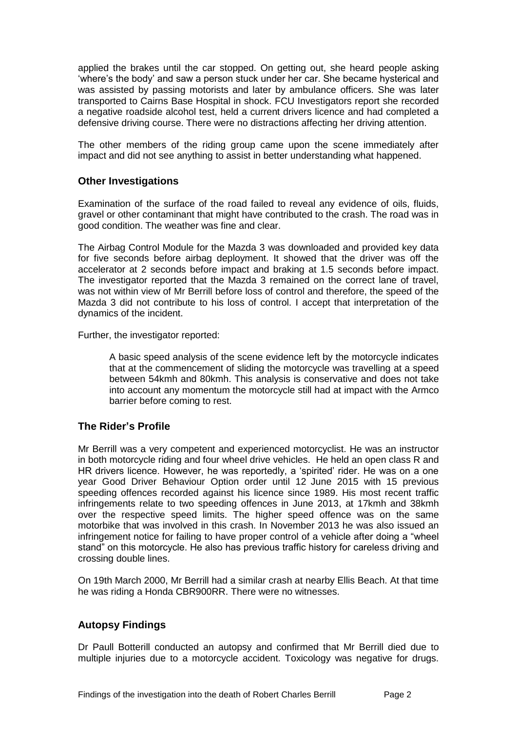applied the brakes until the car stopped. On getting out, she heard people asking 'where's the body' and saw a person stuck under her car. She became hysterical and was assisted by passing motorists and later by ambulance officers. She was later transported to Cairns Base Hospital in shock. FCU Investigators report she recorded a negative roadside alcohol test, held a current drivers licence and had completed a defensive driving course. There were no distractions affecting her driving attention.

The other members of the riding group came upon the scene immediately after impact and did not see anything to assist in better understanding what happened.

## Other Investigations

Examination of the surface of the road failed to reveal any evidence of oils, fluids, gravel or other contaminant that might have contributed to the crash. The road was in good condition. The weather was fine and clear.

The Airbag Control Module for the Mazda 3 was downloaded and provided key data for five seconds before airbag deployment. It showed that the driver was off the accelerator at 2 seconds before impact and braking at 1.5 seconds before impact. The investigator reported that the Mazda 3 remained on the correct lane of travel, was not within view of Mr Berrill before loss of control and therefore, the speed of the Mazda 3 did not contribute to his loss of control. I accept that interpretation of the dynamics of the incident.

Further, the investigator reported:

> A basic speed analysis of the scene evidence left by the motorcycle indicates that at the commencement of sliding the motorcycle was travelling at a speed between 54kmh and 80kmh. This analysis is conservative and does not take into account any momentum the motorcycle still had at impact with the Armco barrier before coming to rest.

## The Rider's Profile

Mr Berrill was a very competent and experienced motorcyclist. He was an instructor in both motorcycle riding and four wheel drive vehicles. He held an open class R and HR drivers licence. However, he was reportedly, a 'spirited' rider. He was on a one year Good Driver Behaviour Option order until 12 June 2015 with 15 previous speeding offences recorded against his licence since 1989. His most recent traffic infringements relate to two speeding offences in June 2013, at 17kmh and 38kmh over the respective speed limits. The higher speed offence was on the same motorbike that was involved in this crash. In November 2013 he was also issued an infringement notice for failing to have proper control of a vehicle after doing a "wheel stand" on this motorcycle. He also has previous traffic history for careless driving and crossing double lines.

On 19th March 2000, Mr Berrill had a similar crash at nearby Ellis Beach. At that time he was riding a Honda CBR900RR. There were no witnesses.

## Autopsy Findings

Dr Paull Botterill conducted an autopsy and confirmed that Mr Berrill died due to multiple injuries due to a motorcycle accident. Toxicology was negative for drugs.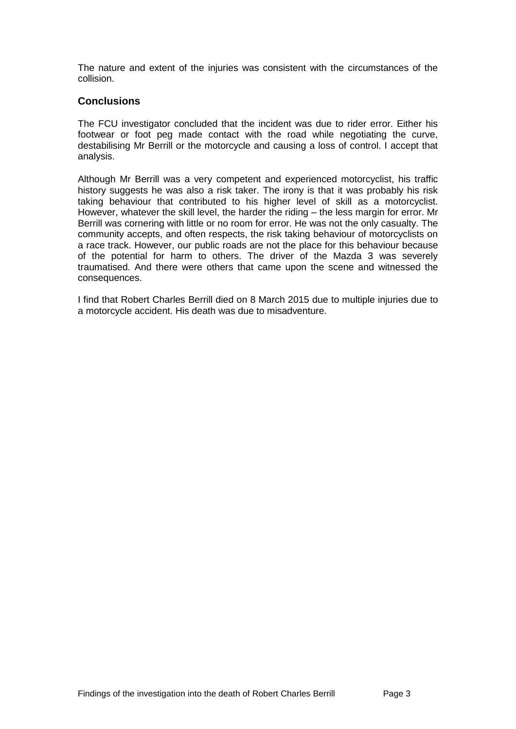The nature and extent of the injuries was consistent with the circumstances of the collision.

## Conclusions

The FCU investigator concluded that the incident was due to rider error. Either his footwear or foot peg made contact with the road while negotiating the curve, destabilising Mr Berrill or the motorcycle and causing a loss of control. I accept that analysis.

Although Mr Berrill was a very competent and experienced motorcyclist, his traffic history suggests he was also a risk taker. The irony is that it was probably his risk taking behaviour that contributed to his higher level of skill as a motorcyclist. However, whatever the skill level, the harder the riding – the less margin for error. Mr Berrill was cornering with little or no room for error. He was not the only casualty. The community accepts, and often respects, the risk taking behaviour of motorcyclists on a race track. However, our public roads are not the place for this behaviour because of the potential for harm to others. The driver of the Mazda 3 was severely traumatised. And there were others that came upon the scene and witnessed the consequences.

I find that Robert Charles Berrill died on 8 March 2015 due to multiple injuries due to a motorcycle accident. His death was due to misadventure.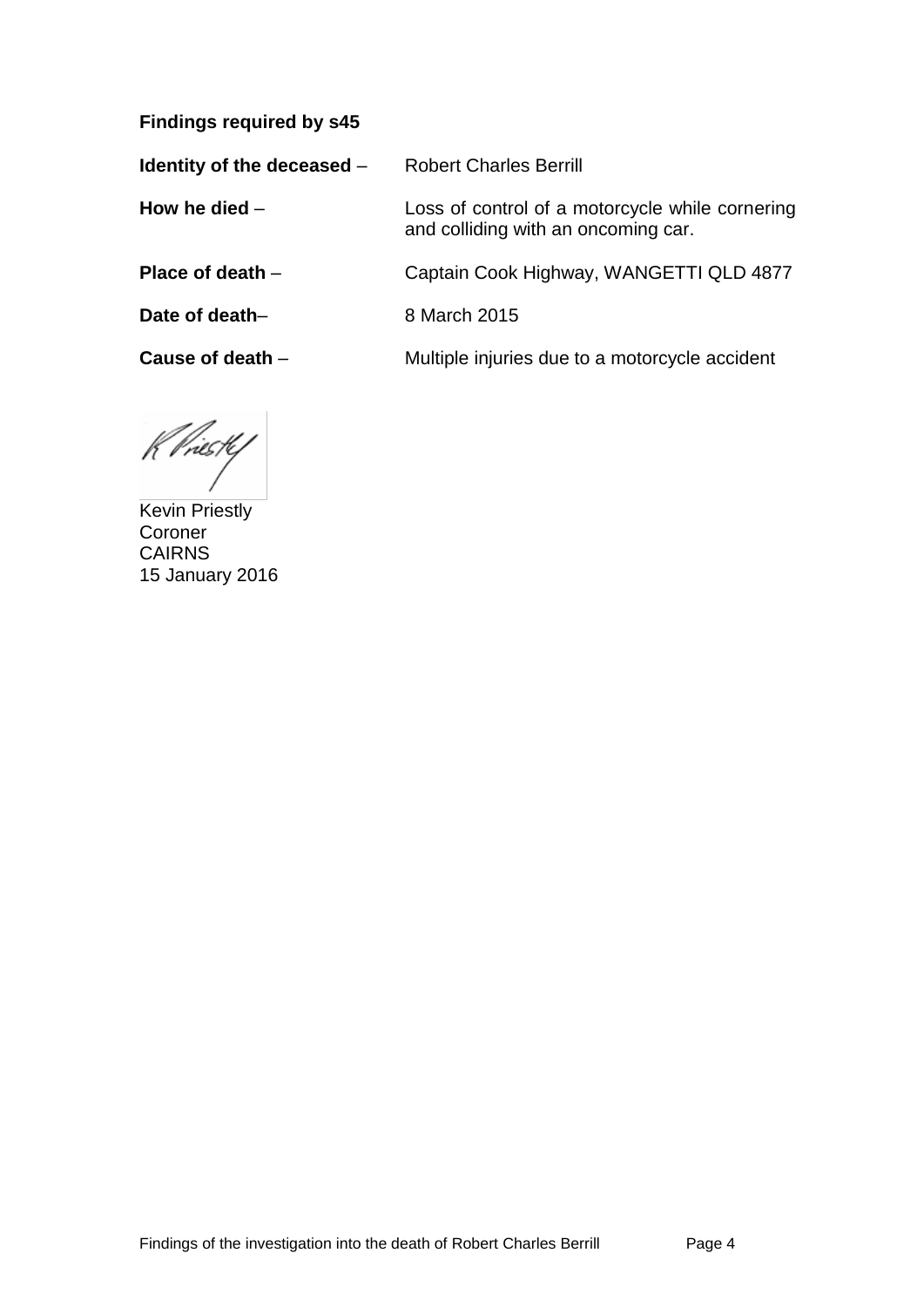**Findings required by s45**

**Identity of the deceased** – Robert Charles Berrill

**How he died** – Loss of control of a motorcycle while cornering and colliding with an oncoming car.

**Place of death** – Captain Cook Highway, WANGETTI QLD 4877

**Date of death**– 8 March 2015

**Cause of death** – Multiple injuries due to a motorcycle accident

Kevin Priestly
Coroner
CAIRNS
15 January 2016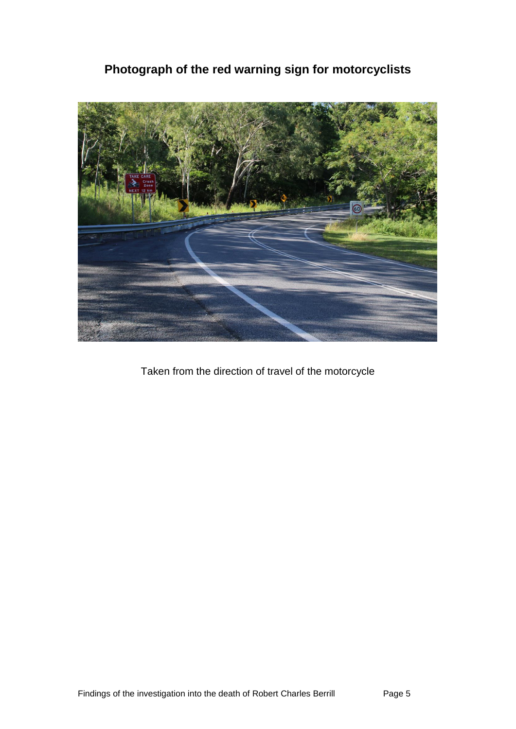## Photograph of the red warning sign for motorcyclists

Taken from the direction of travel of the motorcycle